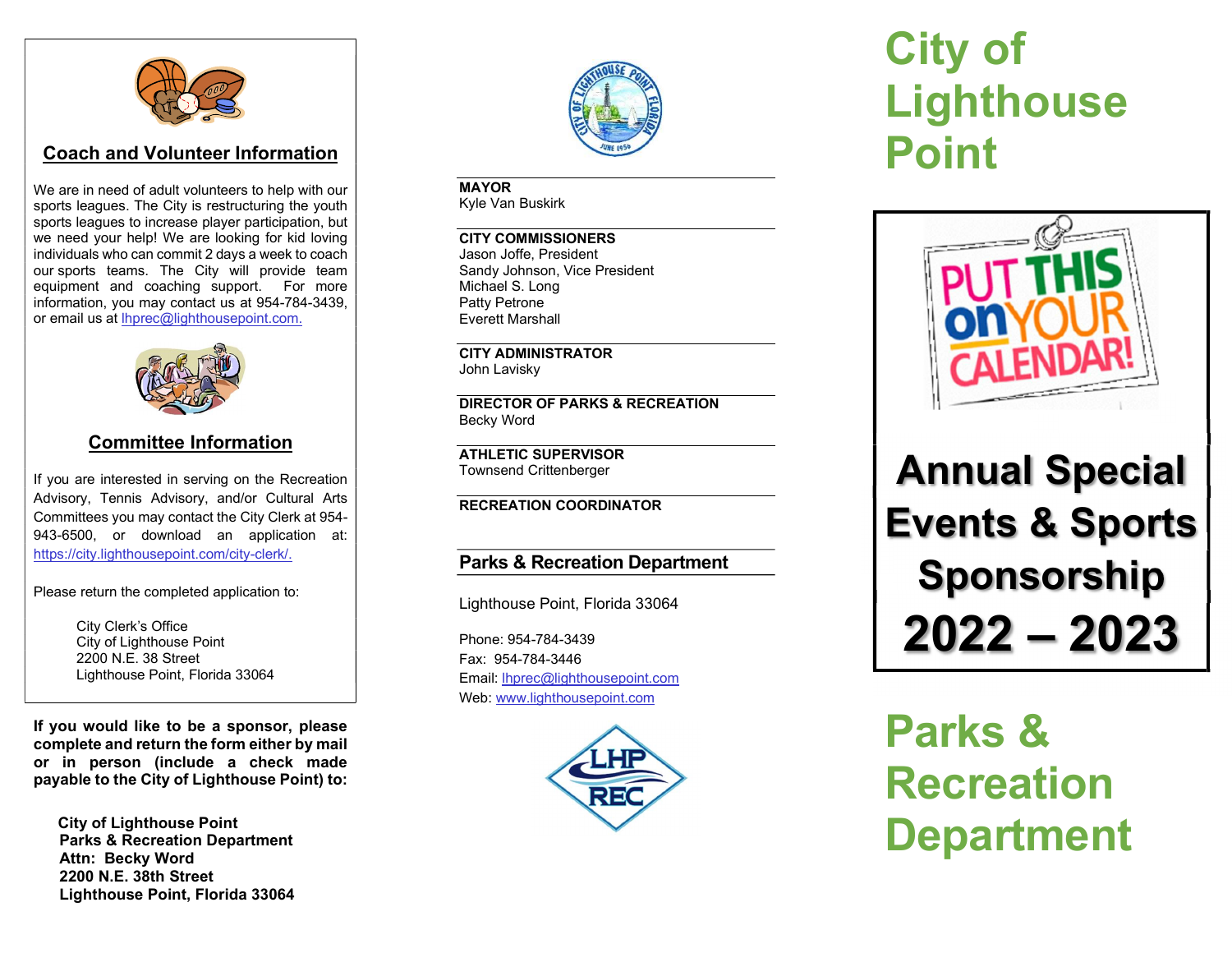## Coach and Volunteer Information

We are in need of adult volunteers to help with our sports leagues. The City is restructuring the youth sports leagues to increase player participation, but we need your help! We are looking for kid loving individuals who can commit 2 days a week to coach our sports teams. The City will provide team equipment and coaching support. For more information, you may contact us at 954-784-3439, or email us at lhprec@lighthousepoint.com.

## Committee Information

If you are interested in serving on the Recreation Advisory, Tennis Advisory, and/or Cultural Arts Committees you may contact the City Clerk at 954-943-6500, or download an application at: https://city.lighthousepoint.com/city-clerk/.

Please return the completed application to:

City Clerk's Office
City of Lighthouse Point
2200 N.E. 38 Street
Lighthouse Point, Florida 33064

**If you would like to be a sponsor, please complete and return the form either by mail or in person (include a check made payable to the City of Lighthouse Point) to:**

**City of Lighthouse Point**
**Parks & Recreation Department**
**Attn: Becky Word**
**2200 N.E. 38th Street**
**Lighthouse Point, Florida 33064**

**MAYOR**
Kyle Van Buskirk

**CITY COMMISSIONERS**
Jason Joffe, President
Sandy Johnson, Vice President
Michael S. Long
Patty Petrone
Everett Marshall

**CITY ADMINISTRATOR**
John Lavisky

**DIRECTOR OF PARKS & RECREATION**
Becky Word

**ATHLETIC SUPERVISOR**
Townsend Crittenberger

**RECREATION COORDINATOR**

## Parks & Recreation Department

Lighthouse Point, Florida 33064

Phone: 954-784-3439
Fax: 954-784-3446
Email: lhprec@lighthousepoint.com
Web: www.lighthousepoint.com

# City of Lighthouse Point

PUT THIS on YOUR CALENDAR!

# Annual Special Events & Sports Sponsorship 2022 – 2023

# Parks & Recreation Department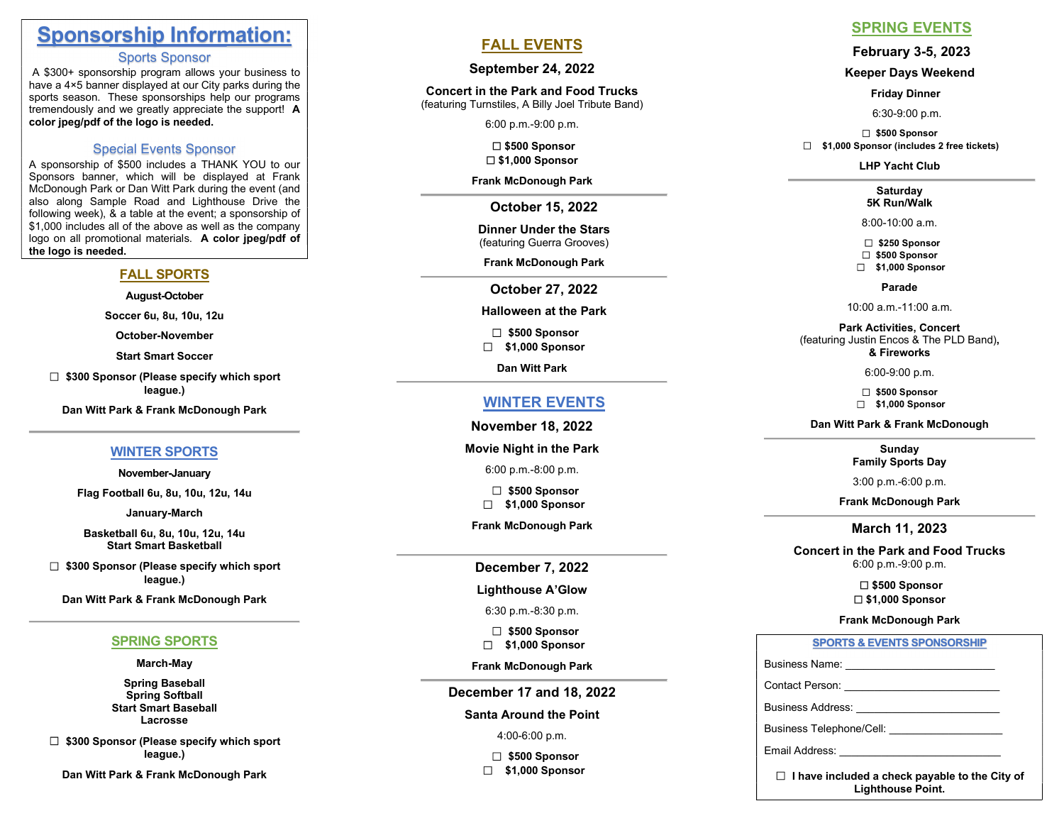# Sponsorship Information:

## Sports Sponsor

A $300+ sponsorship program allows your business to have a 4×5 banner displayed at our City parks during the sports season. These sponsorships help our programs tremendously and we greatly appreciate the support! **A color jpeg/pdf of the logo is needed.**

## Special Events Sponsor

A sponsorship of $500 includes a THANK YOU to our Sponsors banner, which will be displayed at Frank McDonough Park or Dan Witt Park during the event (and also along Sample Road and Lighthouse Drive the following week), & a table at the event; a sponsorship of $1,000 includes all of the above as well as the company logo on all promotional materials. **A color jpeg/pdf of the logo is needed.**

## FALL SPORTS

**August-October**

**Soccer 6u, 8u, 10u, 12u**

**October-November**

**Start Smart Soccer**

☐ **$300 Sponsor (Please specify which sport league.)**

**Dan Witt Park & Frank McDonough Park**

## WINTER SPORTS

**November-January**

**Flag Football 6u, 8u, 10u, 12u, 14u**

**January-March**

**Basketball 6u, 8u, 10u, 12u, 14u**
**Start Smart Basketball**

☐ **$300 Sponsor (Please specify which sport league.)**

**Dan Witt Park & Frank McDonough Park**

## SPRING SPORTS

**March-May**

**Spring Baseball**
**Spring Softball**
**Start Smart Baseball**
**Lacrosse**

☐ **$300 Sponsor (Please specify which sport league.)**

**Dan Witt Park & Frank McDonough Park**

## FALL EVENTS

### September 24, 2022

**Concert in the Park and Food Trucks**
(featuring Turnstiles, A Billy Joel Tribute Band)

6:00 p.m.-9:00 p.m.

☐ **$500 Sponsor**
☐ **$1,000 Sponsor**

**Frank McDonough Park**

### October 15, 2022

**Dinner Under the Stars**
(featuring Guerra Grooves)

**Frank McDonough Park**

### October 27, 2022

**Halloween at the Park**

☐ **$500 Sponsor**
☐ **$1,000 Sponsor**

**Dan Witt Park**

## WINTER EVENTS

### November 18, 2022

**Movie Night in the Park**

6:00 p.m.-8:00 p.m.

☐ **$500 Sponsor**
☐ **$1,000 Sponsor**

**Frank McDonough Park**

### December 7, 2022

**Lighthouse A'Glow**

6:30 p.m.-8:30 p.m.

☐ **$500 Sponsor**
☐ **$1,000 Sponsor**

**Frank McDonough Park**

### December 17 and 18, 2022

**Santa Around the Point**

4:00-6:00 p.m.

☐ **$500 Sponsor**
☐ **$1,000 Sponsor**

## SPRING EVENTS

### February 3-5, 2023

**Keeper Days Weekend**

**Friday Dinner**

6:30-9:00 p.m.

☐ **$500 Sponsor**
☐ **$1,000 Sponsor (includes 2 free tickets)**

**LHP Yacht Club**

**Saturday**
**5K Run/Walk**

8:00-10:00 a.m.

☐ **$250 Sponsor**
☐ **$500 Sponsor**
☐ **$1,000 Sponsor**

**Parade**

10:00 a.m.-11:00 a.m.

**Park Activities, Concert**
(featuring Justin Encos & The PLD Band),
**& Fireworks**

6:00-9:00 p.m.

☐ **$500 Sponsor**
☐ **$1,000 Sponsor**

**Dan Witt Park & Frank McDonough**

**Sunday**
**Family Sports Day**

3:00 p.m.-6:00 p.m.

**Frank McDonough Park**

### March 11, 2023

**Concert in the Park and Food Trucks**
6:00 p.m.-9:00 p.m.

☐ **$500 Sponsor**
☐ **$1,000 Sponsor**

**Frank McDonough Park**

## SPORTS & EVENTS SPONSORSHIP

Business Name: ___________________________

Contact Person: ___________________________

Business Address: _________________________

Business Telephone/Cell: ___________________

Email Address: ____________________________

☐ **I have included a check payable to the City of Lighthouse Point.**